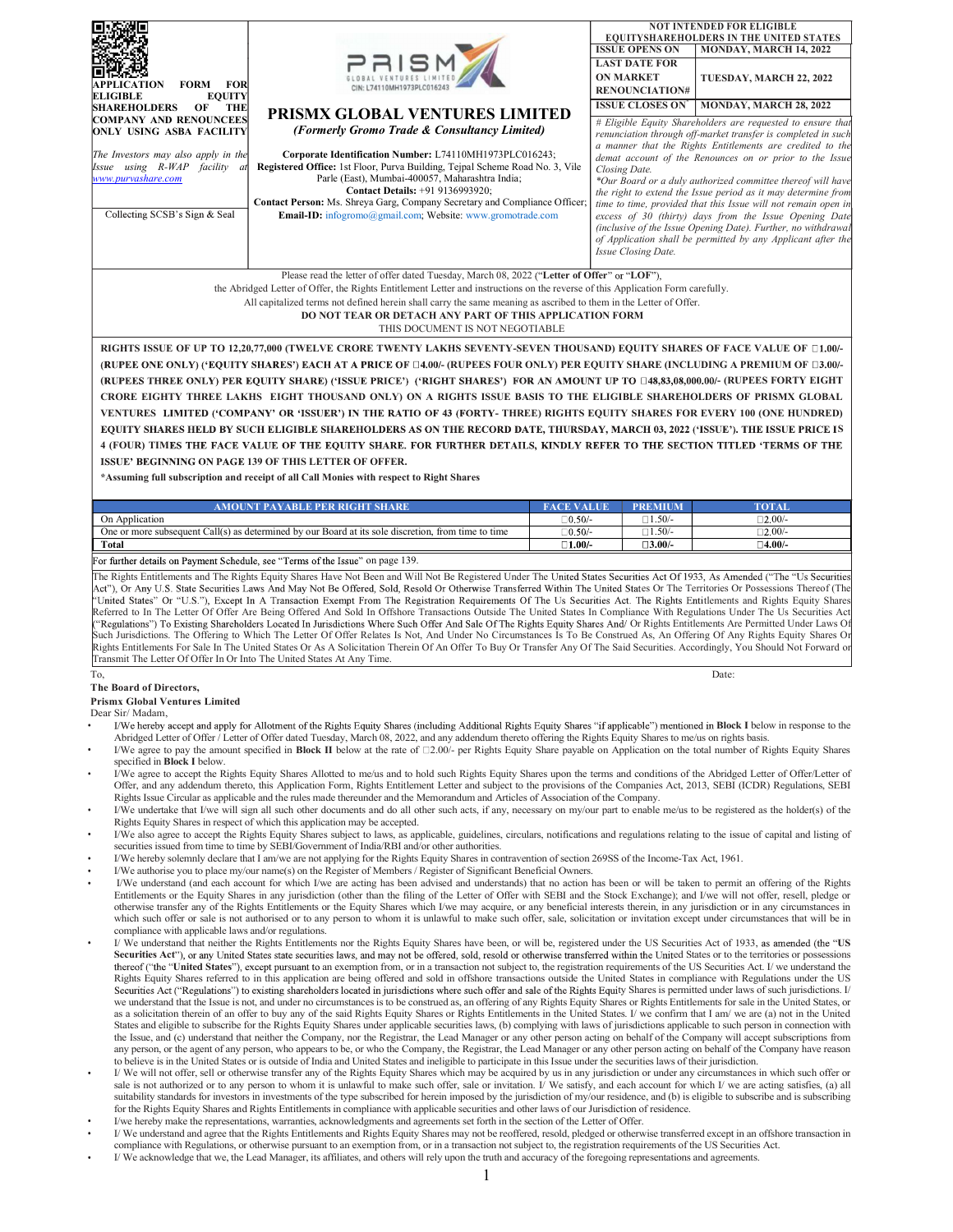**APPLICATION FORM FOR ELIGIBLE EQUITY SHAREHOLDERS OF THE COMPANY AND RENOUNCEES ONLY USING ASBA FACILITY**

*The Investors may also apply in the Issue using R-WAP facility at www.purvashare.com*

Collecting SCSB's Sign & Seal

PRISM GLOBAL VENTURES LIMITED
CIN: L74110MH1973PLC016243

# PRISMX GLOBAL VENTURES LIMITED

*(Formerly Gromo Trade & Consultancy Limited)*

**Corporate Identification Number:** L74110MH1973PLC016243;
**Registered Office:** 1st Floor, Purva Building, Tejpal Scheme Road No. 3, Vile Parle (East), Mumbai-400057, Maharashtra India;
**Contact Details:** +91 9136993920;
**Contact Person:** Ms. Shreya Garg, Company Secretary and Compliance Officer;
**Email-ID:** infogromo@gmail.com; Website: www.gromotrade.com

| NOT INTENDED FOR ELIGIBLE EQUITYSHAREHOLDERS IN THE UNITED STATES | |
|---|---|
| ISSUE OPENS ON | MONDAY, MARCH 14, 2022 |
| LAST DATE FOR ON MARKET RENOUNCIATION# | TUESDAY, MARCH 22, 2022 |
| ISSUE CLOSES ON* | MONDAY, MARCH 28, 2022 |

*# Eligible Equity Shareholders are requested to ensure that renunciation through off-market transfer is completed in such a manner that the Rights Entitlements are credited to the demat account of the Renounces on or prior to the Issue Closing Date.*
*\*Our Board or a duly authorized committee thereof will have the right to extend the Issue period as it may determine from time to time, provided that this Issue will not remain open in excess of 30 (thirty) days from the Issue Opening Date (inclusive of the Issue Opening Date). Further, no withdrawal of Application shall be permitted by any Applicant after the Issue Closing Date.*

Please read the letter of offer dated Tuesday, March 08, 2022 ("**Letter of Offer**" or "**LOF**"), the Abridged Letter of Offer, the Rights Entitlement Letter and instructions on the reverse of this Application Form carefully. All capitalized terms not defined herein shall carry the same meaning as ascribed to them in the Letter of Offer.

**DO NOT TEAR OR DETACH ANY PART OF THIS APPLICATION FORM**

THIS DOCUMENT IS NOT NEGOTIABLE

**RIGHTS ISSUE OF UP TO 12,20,77,000 (TWELVE CRORE TWENTY LAKHS SEVENTY-SEVEN THOUSAND) EQUITY SHARES OF FACE VALUE OF ₹1.00/- (RUPEE ONE ONLY) ('EQUITY SHARES') EACH AT A PRICE OF ₹4.00/- (RUPEES FOUR ONLY) PER EQUITY SHARE (INCLUDING A PREMIUM OF ₹3.00/- (RUPEES THREE ONLY) PER EQUITY SHARE) ('ISSUE PRICE') ('RIGHT SHARES') FOR AN AMOUNT UP TO ₹48,83,08,000.00/- (RUPEES FORTY EIGHT CRORE EIGHTY THREE LAKHS EIGHT THOUSAND ONLY) ON A RIGHTS ISSUE BASIS TO THE ELIGIBLE SHAREHOLDERS OF PRISMX GLOBAL VENTURES LIMITED ('COMPANY' OR 'ISSUER') IN THE RATIO OF 43 (FORTY- THREE) RIGHTS EQUITY SHARES FOR EVERY 100 (ONE HUNDRED) EQUITY SHARES HELD BY SUCH ELIGIBLE SHAREHOLDERS AS ON THE RECORD DATE, THURSDAY, MARCH 03, 2022 ('ISSUE'). THE ISSUE PRICE IS 4 (FOUR) TIMES THE FACE VALUE OF THE EQUITY SHARE. FOR FURTHER DETAILS, KINDLY REFER TO THE SECTION TITLED 'TERMS OF THE ISSUE' BEGINNING ON PAGE 139 OF THIS LETTER OF OFFER.**

***Assuming full subscription and receipt of all Call Monies with respect to Right Shares**

| AMOUNT PAYABLE PER RIGHT SHARE | FACE VALUE | PREMIUM | TOTAL |
|---|---|---|---|
| On Application | ₹0.50/- | ₹1.50/- | ₹2.00/- |
| One or more subsequent Call(s) as determined by our Board at its sole discretion, from time to time | ₹0.50/- | ₹1.50/- | ₹2.00/- |
| **Total** | **₹1.00/-** | **₹3.00/-** | **₹4.00/-** |

For further details on Payment Schedule, see "Terms of the Issue" on page 139.

The Rights Entitlements and The Rights Equity Shares Have Not Been and Will Not Be Registered Under The United States Securities Act Of 1933, As Amended ("The "Us Securities Act"), Or Any U.S. State Securities Laws And May Not Be Offered, Sold, Resold Or Otherwise Transferred Within The United States Or The Territories Or Possessions Thereof (The "United States" Or "U.S."), Except In A Transaction Exempt From The Registration Requirements Of The Us Securities Act. The Rights Entitlements and Rights Equity Shares Referred to In The Letter Of Offer Are Being Offered And Sold In Offshore Transactions Outside The United States In Compliance With Regulations Under The Us Securities Act ("Regulations") To Existing Shareholders Located In Jurisdictions Where Such Offer And Sale Of The Rights Equity Shares And/ Or Rights Entitlements Are Permitted Under Laws Of Such Jurisdictions. The Offering to Which The Letter Of Offer Relates Is Not, And Under No Circumstances Is To Be Construed As, An Offering Of Any Rights Equity Shares Or Rights Entitlements For Sale In The United States Or As A Solicitation Therein Of An Offer To Buy Or Transfer Any Of The Said Securities. Accordingly, You Should Not Forward or Transmit The Letter Of Offer In Or Into The United States At Any Time.

To,

Date:

**The Board of Directors,**
**Prismx Global Ventures Limited**

Dear Sir/ Madam,

- I/We hereby accept and apply for Allotment of the Rights Equity Shares (including Additional Rights Equity Shares "if applicable") mentioned in **Block I** below in response to the Abridged Letter of Offer / Letter of Offer dated Tuesday, March 08, 2022, and any addendum thereto offering the Rights Equity Shares to me/us on rights basis.
- I/We agree to pay the amount specified in **Block II** below at the rate of ₹2.00/- per Rights Equity Share payable on Application on the total number of Rights Equity Shares specified in **Block I** below.
- I/We agree to accept the Rights Equity Shares Allotted to me/us and to hold such Rights Equity Shares upon the terms and conditions of the Abridged Letter of Offer/Letter of Offer, and any addendum thereto, this Application Form, Rights Entitlement Letter and subject to the provisions of the Companies Act, 2013, SEBI (ICDR) Regulations, SEBI Rights Issue Circular as applicable and the rules made thereunder and the Memorandum and Articles of Association of the Company.
- I/We undertake that I/we will sign all such other documents and do all other such acts, if any, necessary on my/our part to enable me/us to be registered as the holder(s) of the Rights Equity Shares in respect of which this application may be accepted.
- I/We also agree to accept the Rights Equity Shares subject to laws, as applicable, guidelines, circulars, notifications and regulations relating to the issue of capital and listing of securities issued from time to time by SEBI/Government of India/RBI and/or other authorities.
- I/We hereby solemnly declare that I am/we are not applying for the Rights Equity Shares in contravention of section 269SS of the Income-Tax Act, 1961.
- I/We authorise you to place my/our name(s) on the Register of Members / Register of Significant Beneficial Owners.
- I/We understand (and each account for which I/we are acting has been advised and understands) that no action has been or will be taken to permit an offering of the Rights Entitlements or the Equity Shares in any jurisdiction (other than the filing of the Letter of Offer with SEBI and the Stock Exchange); and I/we will not offer, resell, pledge or otherwise transfer any of the Rights Entitlements or the Equity Shares which I/we may acquire, or any beneficial interests therein, in any jurisdiction or in any circumstances in which such offer or sale is not authorised or to any person to whom it is unlawful to make such offer, sale, solicitation or invitation except under circumstances that will be in compliance with applicable laws and/or regulations.
- I/ We understand that neither the Rights Entitlements nor the Rights Equity Shares have been, or will be, registered under the US Securities Act of 1933, as amended (the "**US Securities Act**"), or any United States state securities laws, and may not be offered, sold, resold or otherwise transferred within the United States or to the territories or possessions thereof ("the "**United States**"), except pursuant to an exemption from, or in a transaction not subject to, the registration requirements of the US Securities Act. I/ we understand the Rights Equity Shares referred to in this application are being offered and sold in offshore transactions outside the United States in compliance with Regulations under the US Securities Act ("Regulations") to existing shareholders located in jurisdictions where such offer and sale of the Rights Equity Shares is permitted under laws of such jurisdictions. I/ we understand that the Issue is not, and under no circumstances is to be construed as, an offering of any Rights Equity Shares or Rights Entitlements for sale in the United States, or as a solicitation therein of an offer to buy any of the said Rights Equity Shares or Rights Entitlements in the United States. I/ we confirm that I am/ we are (a) not in the United States and eligible to subscribe for the Rights Equity Shares under applicable securities laws, (b) complying with laws of jurisdictions applicable to such person in connection with the Issue, and (c) understand that neither the Company, nor the Registrar, the Lead Manager or any other person acting on behalf of the Company will accept subscriptions from any person, or the agent of any person, who appears to be, or who the Company, the Registrar, the Lead Manager or any other person acting on behalf of the Company have reason to believe is in the United States or is outside of India and United States and ineligible to participate in this Issue under the securities laws of their jurisdiction.
- I/ We will not offer, sell or otherwise transfer any of the Rights Equity Shares which may be acquired by us in any jurisdiction or under any circumstances in which such offer or sale is not authorized or to any person to whom it is unlawful to make such offer, sale or invitation. I/ We satisfy, and each account for which I/ we are acting satisfies, (a) all suitability standards for investors in investments of the type subscribed for herein imposed by the jurisdiction of my/our residence, and (b) is eligible to subscribe and is subscribing for the Rights Equity Shares and Rights Entitlements in compliance with applicable securities and other laws of our Jurisdiction of residence.
- I/we hereby make the representations, warranties, acknowledgments and agreements set forth in the section of the Letter of Offer.
- I/ We understand and agree that the Rights Entitlements and Rights Equity Shares may not be reoffered, resold, pledged or otherwise transferred except in an offshore transaction in compliance with Regulations, or otherwise pursuant to an exemption from, or in a transaction not subject to, the registration requirements of the US Securities Act.
- I/ We acknowledge that we, the Lead Manager, its affiliates, and others will rely upon the truth and accuracy of the foregoing representations and agreements.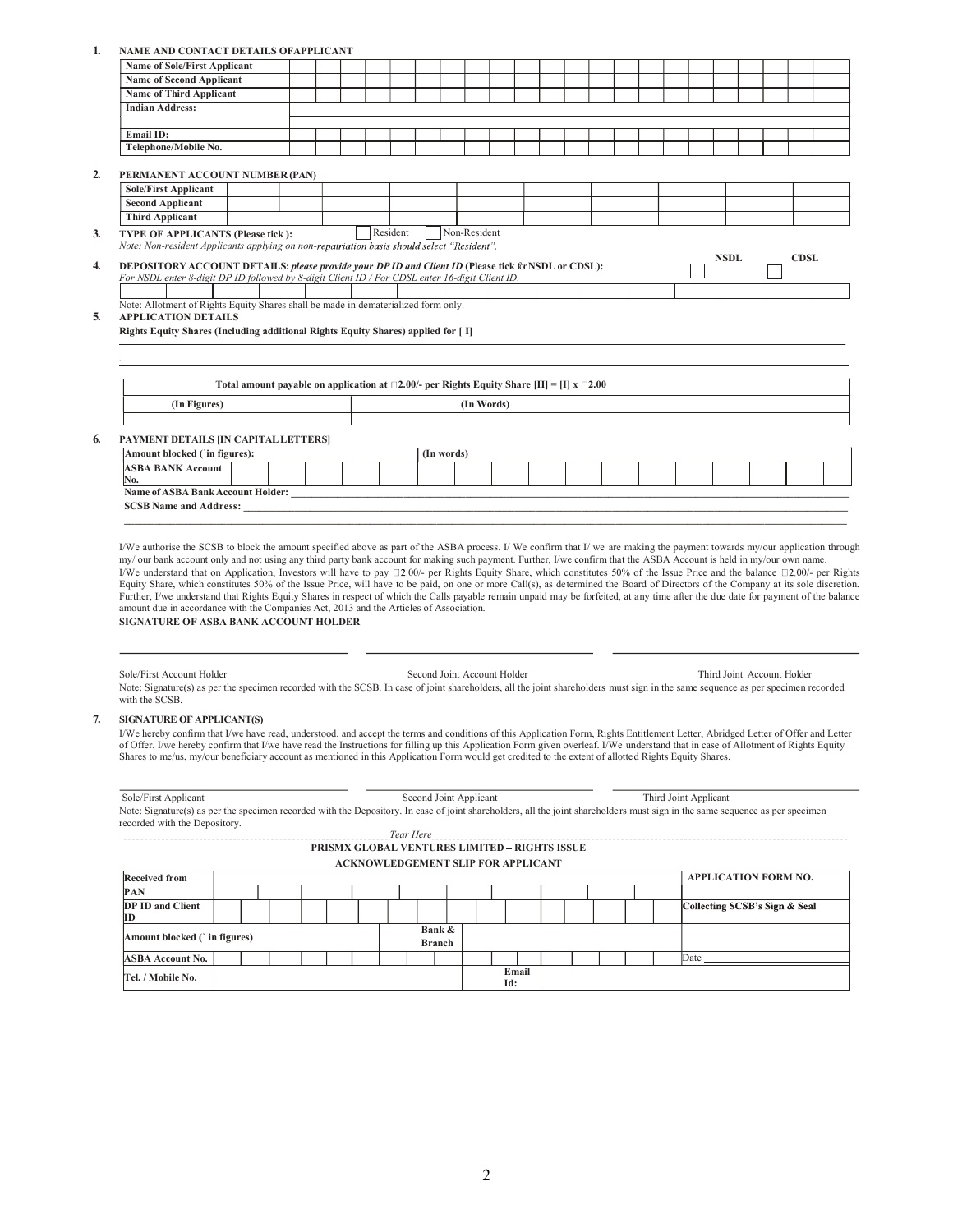1. **NAME AND CONTACT DETAILS OFAPPLICANT**

| | |
|---|---|
| **Name of Sole/First Applicant** | |
| **Name of Second Applicant** | |
| **Name of Third Applicant** | |
| **Indian Address:** | |
| **Email ID:** | |
| **Telephone/Mobile No.** | |

2. **PERMANENT ACCOUNT NUMBER (PAN)**

| | |
|---|---|
| **Sole/First Applicant** | |
| **Second Applicant** | |
| **Third Applicant** | |

3. **TYPE OF APPLICANTS (Please tick ):** ☐ Resident ☐ Non-Resident

*Note: Non-resident Applicants applying on non-repatriation basis should select "Resident".*

4. **DEPOSITORY ACCOUNT DETAILS:** ***please provide your DP ID and Client ID*** **(Please tick for NSDL or CDSL):** ☐ **NSDL** ☐ **CDSL**

*For NSDL enter 8-digit DP ID followed by 8-digit Client ID / For CDSL enter 16-digit Client ID.*

Note: Allotment of Rights Equity Shares shall be made in dematerialized form only.

5. **APPLICATION DETAILS**

**Rights Equity Shares (Including additional Rights Equity Shares) applied for [ I]**

| **Total amount payable on application at ₹2.00/- per Rights Equity Share [II] = [I] x ₹2.00** | |
|---|---|
| **(In Figures)** | **(In Words)** |
| | |

6. **PAYMENT DETAILS [IN CAPITAL LETTERS]**

| | |
|---|---|
| **Amount blocked (₹ in figures):** | **(In words)** |
| **ASBA BANK Account No.** | |

**Name of ASBA Bank Account Holder:** ______

**SCSB Name and Address:** ______

I/We authorise the SCSB to block the amount specified above as part of the ASBA process. I/ We confirm that I/ we are making the payment towards my/our application through my/ our bank account only and not using any third party bank account for making such payment. Further, I/we confirm that the ASBA Account is held in my/our own name.
I/We understand that on Application, Investors will have to pay ₹2.00/- per Rights Equity Share, which constitutes 50% of the Issue Price and the balance ₹2.00/- per Rights Equity Share, which constitutes 50% of the Issue Price, will have to be paid, on one or more Call(s), as determined the Board of Directors of the Company at its sole discretion. Further, I/we understand that Rights Equity Shares in respect of which the Calls payable remain unpaid may be forfeited, at any time after the due date for payment of the balance amount due in accordance with the Companies Act, 2013 and the Articles of Association.

**SIGNATURE OF ASBA BANK ACCOUNT HOLDER**

Sole/First Account Holder        Second Joint Account Holder        Third Joint Account Holder

Note: Signature(s) as per the specimen recorded with the SCSB. In case of joint shareholders, all the joint shareholders must sign in the same sequence as per specimen recorded with the SCSB.

7. **SIGNATURE OF APPLICANT(S)**

I/We hereby confirm that I/we have read, understood, and accept the terms and conditions of this Application Form, Rights Entitlement Letter, Abridged Letter of Offer and Letter of Offer. I/we hereby confirm that I/we have read the Instructions for filling up this Application Form given overleaf. I/We understand that in case of Allotment of Rights Equity Shares to me/us, my/our beneficiary account as mentioned in this Application Form would get credited to the extent of allotted Rights Equity Shares.

Sole/First Applicant        Second Joint Applicant        Third Joint Applicant

Note: Signature(s) as per the specimen recorded with the Depository. In case of joint shareholders, all the joint shareholders must sign in the same sequence as per specimen recorded with the Depository.

*Tear Here*

**PRISMX GLOBAL VENTURES LIMITED – RIGHTS ISSUE**

**ACKNOWLEDGEMENT SLIP FOR APPLICANT**

| | | | |
|---|---|---|---|
| **Received from** | | | **APPLICATION FORM NO.** |
| **PAN** | | | |
| **DP ID and Client ID** | | | **Collecting SCSB's Sign & Seal** |
| **Amount blocked (₹ in figures)** | | **Bank & Branch** | |
| **ASBA Account No.** | | | Date |
| **Tel. / Mobile No.** | | **Email Id:** | |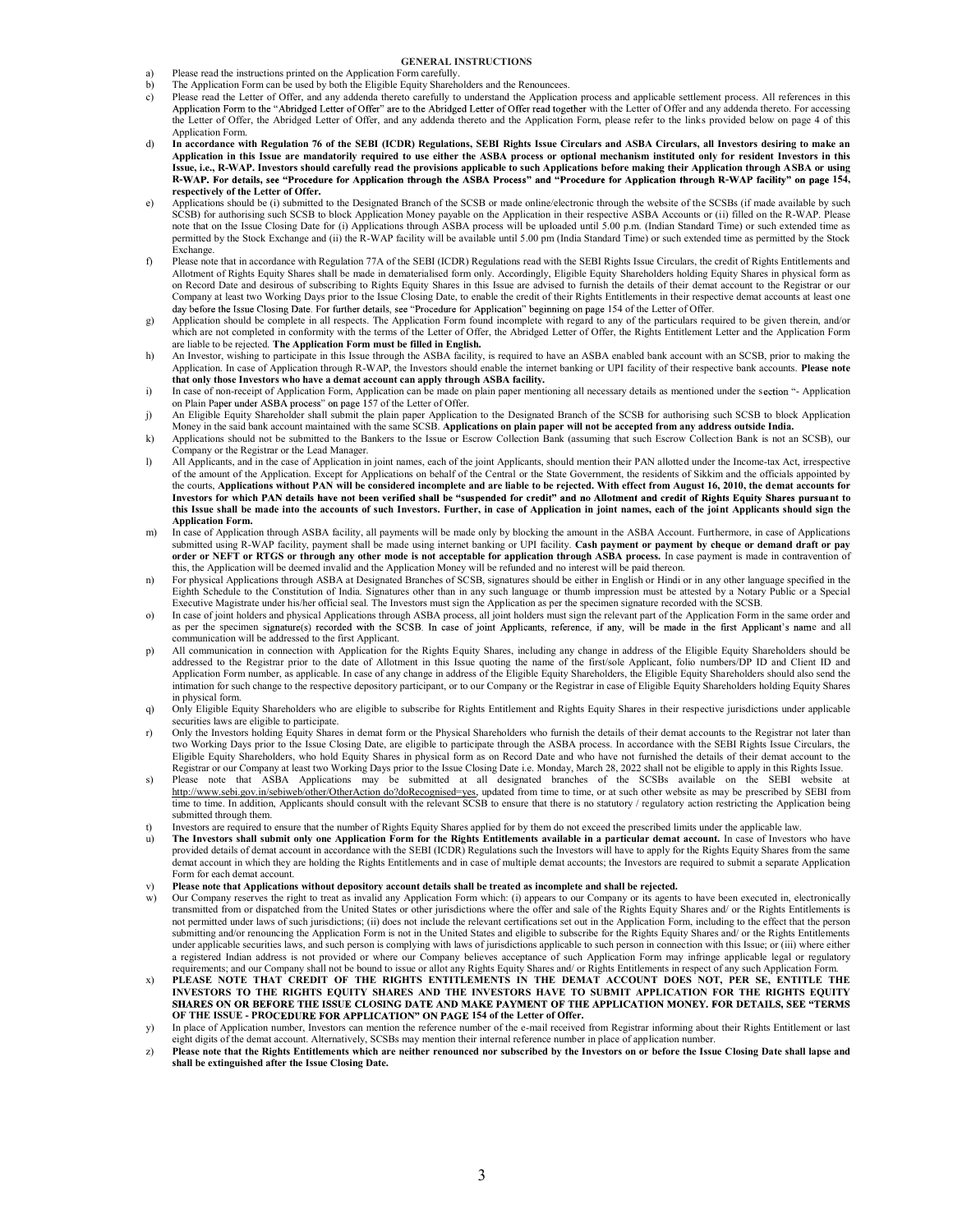**GENERAL INSTRUCTIONS**

a) Please read the instructions printed on the Application Form carefully.

b) The Application Form can be used by both the Eligible Equity Shareholders and the Renouncees.

c) Please read the Letter of Offer, and any addenda thereto carefully to understand the Application process and applicable settlement process. All references in this Application Form to the "Abridged Letter of Offer" are to the Abridged Letter of Offer read together with the Letter of Offer and any addenda thereto. For accessing the Letter of Offer, the Abridged Letter of Offer, and any addenda thereto and the Application Form, please refer to the links provided below on page 4 of this Application Form.

d) **In accordance with Regulation 76 of the SEBI (ICDR) Regulations, SEBI Rights Issue Circulars and ASBA Circulars, all Investors desiring to make an Application in this Issue are mandatorily required to use either the ASBA process or optional mechanism instituted only for resident Investors in this Issue, i.e., R-WAP. Investors should carefully read the provisions applicable to such Applications before making their Application through ASBA or using R-WAP. For details, see "Procedure for Application through the ASBA Process" and "Procedure for Application through R-WAP facility" on page 154, respectively of the Letter of Offer.**

e) Applications should be (i) submitted to the Designated Branch of the SCSB or made online/electronic through the website of the SCSBs (if made available by such SCSB) for authorising such SCSB to block Application Money payable on the Application in their respective ASBA Accounts or (ii) filled on the R-WAP. Please note that on the Issue Closing Date for (i) Applications through ASBA process will be uploaded until 5.00 p.m. (Indian Standard Time) or such extended time as permitted by the Stock Exchange and (ii) the R-WAP facility will be available until 5.00 pm (India Standard Time) or such extended time as permitted by the Stock Exchange.

f) Please note that in accordance with Regulation 77A of the SEBI (ICDR) Regulations read with the SEBI Rights Issue Circulars, the credit of Rights Entitlements and Allotment of Rights Equity Shares shall be made in dematerialised form only. Accordingly, Eligible Equity Shareholders holding Equity Shares in physical form as on Record Date and desirous of subscribing to Rights Equity Shares in this Issue are advised to furnish the details of their demat account to the Registrar or our Company at least two Working Days prior to the Issue Closing Date, to enable the credit of their Rights Entitlements in their respective demat accounts at least one day before the Issue Closing Date. For further details, see "Procedure for Application" beginning on page 154 of the Letter of Offer.

g) Application should be complete in all respects. The Application Form found incomplete with regard to any of the particulars required to be given therein, and/or which are not completed in conformity with the terms of the Letter of Offer, the Abridged Letter of Offer, the Rights Entitlement Letter and the Application Form are liable to be rejected. **The Application Form must be filled in English.**

h) An Investor, wishing to participate in this Issue through the ASBA facility, is required to have an ASBA enabled bank account with an SCSB, prior to making the Application. In case of Application through R-WAP, the Investors should enable the internet banking or UPI facility of their respective bank accounts. **Please note that only those Investors who have a demat account can apply through ASBA facility.**

i) In case of non-receipt of Application Form, Application can be made on plain paper mentioning all necessary details as mentioned under the section "- Application on Plain Paper under ASBA process" on page 157 of the Letter of Offer.

j) An Eligible Equity Shareholder shall submit the plain paper Application to the Designated Branch of the SCSB for authorising such SCSB to block Application Money in the said bank account maintained with the same SCSB. **Applications on plain paper will not be accepted from any address outside India.**

k) Applications should not be submitted to the Bankers to the Issue or Escrow Collection Bank (assuming that such Escrow Collection Bank is not an SCSB), our Company or the Registrar or the Lead Manager.

l) All Applicants, and in the case of Application in joint names, each of the joint Applicants, should mention their PAN allotted under the Income-tax Act, irrespective of the amount of the Application. Except for Applications on behalf of the Central or the State Government, the residents of Sikkim and the officials appointed by the courts, **Applications without PAN will be considered incomplete and are liable to be rejected. With effect from August 16, 2010, the demat accounts for Investors for which PAN details have not been verified shall be "suspended for credit" and no Allotment and credit of Rights Equity Shares pursuant to this Issue shall be made into the accounts of such Investors. Further, in case of Application in joint names, each of the joint Applicants should sign the Application Form.**

m) In case of Application through ASBA facility, all payments will be made only by blocking the amount in the ASBA Account. Furthermore, in case of Applications submitted using R-WAP facility, payment shall be made using internet banking or UPI facility. **Cash payment or payment by cheque or demand draft or pay order or NEFT or RTGS or through any other mode is not acceptable for application through ASBA process.** In case payment is made in contravention of this, the Application will be deemed invalid and the Application Money will be refunded and no interest will be paid thereon.

n) For physical Applications through ASBA at Designated Branches of SCSB, signatures should be either in English or Hindi or in any other language specified in the Eighth Schedule to the Constitution of India. Signatures other than in any such language or thumb impression must be attested by a Notary Public or a Special Executive Magistrate under his/her official seal. The Investors must sign the Application as per the specimen signature recorded with the SCSB.

o) In case of joint holders and physical Applications through ASBA process, all joint holders must sign the relevant part of the Application Form in the same order and as per the specimen signature(s) recorded with the SCSB. In case of joint Applicants, reference, if any, will be made in the first Applicant's name and all communication will be addressed to the first Applicant.

p) All communication in connection with Application for the Rights Equity Shares, including any change in address of the Eligible Equity Shareholders should be addressed to the Registrar prior to the date of Allotment in this Issue quoting the name of the first/sole Applicant, folio numbers/DP ID and Client ID and Application Form number, as applicable. In case of any change in address of the Eligible Equity Shareholders, the Eligible Equity Shareholders should also send the intimation for such change to the respective depository participant, or to our Company or the Registrar in case of Eligible Equity Shareholders holding Equity Shares in physical form.

q) Only Eligible Equity Shareholders who are eligible to subscribe for Rights Entitlement and Rights Equity Shares in their respective jurisdictions under applicable securities laws are eligible to participate.

r) Only the Investors holding Equity Shares in demat form or the Physical Shareholders who furnish the details of their demat accounts to the Registrar not later than two Working Days prior to the Issue Closing Date, are eligible to participate through the ASBA process. In accordance with the SEBI Rights Issue Circulars, the Eligible Equity Shareholders, who hold Equity Shares in physical form as on Record Date and who have not furnished the details of their demat account to the Registrar or our Company at least two Working Days prior to the Issue Closing Date i.e. Monday, March 28, 2022 shall not be eligible to apply in this Rights Issue.

s) Please note that ASBA Applications may be submitted at all designated branches of the SCSBs available on the SEBI website at http://www.sebi.gov.in/sebiweb/other/OtherAction do?doRecognised=yes, updated from time to time, or at such other website as may be prescribed by SEBI from time to time. In addition, Applicants should consult with the relevant SCSB to ensure that there is no statutory / regulatory action restricting the Application being submitted through them.

t) Investors are required to ensure that the number of Rights Equity Shares applied for by them do not exceed the prescribed limits under the applicable law.

u) **The Investors shall submit only one Application Form for the Rights Entitlements available in a particular demat account.** In case of Investors who have provided details of demat account in accordance with the SEBI (ICDR) Regulations such the Investors will have to apply for the Rights Equity Shares from the same demat account in which they are holding the Rights Entitlements and in case of multiple demat accounts; the Investors are required to submit a separate Application Form for each demat account.

v) **Please note that Applications without depository account details shall be treated as incomplete and shall be rejected.**

w) Our Company reserves the right to treat as invalid any Application Form which: (i) appears to our Company or its agents to have been executed in, electronically transmitted from or dispatched from the United States or other jurisdictions where the offer and sale of the Rights Equity Shares and/ or the Rights Entitlements is not permitted under laws of such jurisdictions; (ii) does not include the relevant certifications set out in the Application Form, including to the effect that the person submitting and/or renouncing the Application Form is not in the United States and eligible to subscribe for the Rights Equity Shares and/ or the Rights Entitlements under applicable securities laws, and such person is complying with laws of jurisdictions applicable to such person in connection with this Issue; or (iii) where either a registered Indian address is not provided or where our Company believes acceptance of such Application Form may infringe applicable legal or regulatory requirements; and our Company shall not be bound to issue or allot any Rights Equity Shares and/ or Rights Entitlements in respect of any such Application Form.

x) **PLEASE NOTE THAT CREDIT OF THE RIGHTS ENTITLEMENTS IN THE DEMAT ACCOUNT DOES NOT, PER SE, ENTITLE THE INVESTORS TO THE RIGHTS EQUITY SHARES AND THE INVESTORS HAVE TO SUBMIT APPLICATION FOR THE RIGHTS EQUITY SHARES ON OR BEFORE THE ISSUE CLOSING DATE AND MAKE PAYMENT OF THE APPLICATION MONEY. FOR DETAILS, SEE "TERMS OF THE ISSUE - PROCEDURE FOR APPLICATION" ON PAGE 154 of the Letter of Offer.**

y) In place of Application number, Investors can mention the reference number of the e-mail received from Registrar informing about their Rights Entitlement or last eight digits of the demat account. Alternatively, SCSBs may mention their internal reference number in place of application number.

z) **Please note that the Rights Entitlements which are neither renounced nor subscribed by the Investors on or before the Issue Closing Date shall lapse and shall be extinguished after the Issue Closing Date.**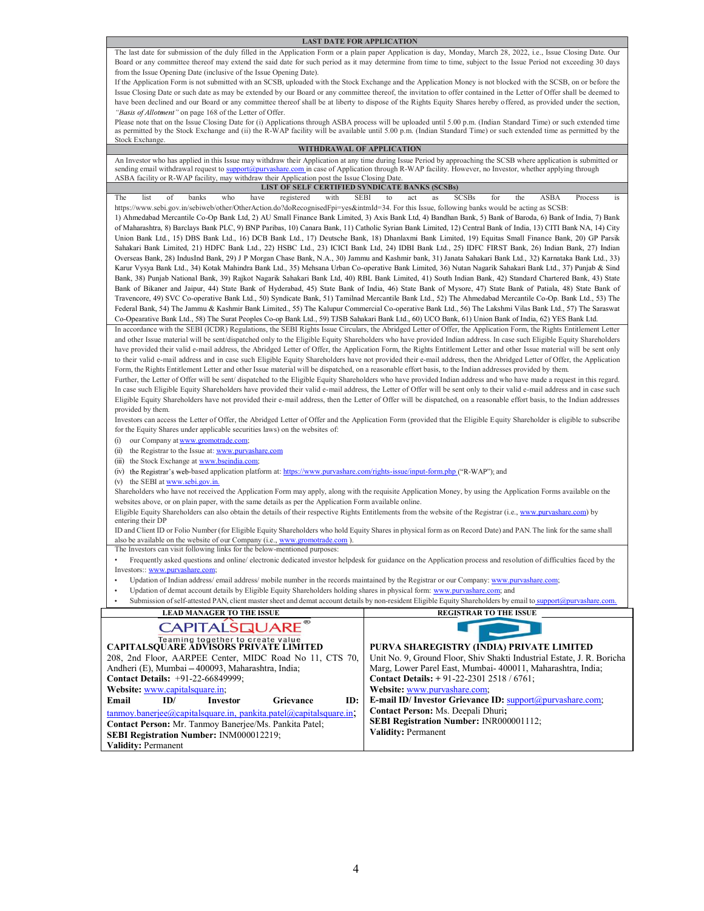## LAST DATE FOR APPLICATION

The last date for submission of the duly filled in the Application Form or a plain paper Application is day, Monday, March 28, 2022, i.e., Issue Closing Date. Our Board or any committee thereof may extend the said date for such period as it may determine from time to time, subject to the Issue Period not exceeding 30 days from the Issue Opening Date (inclusive of the Issue Opening Date).

If the Application Form is not submitted with an SCSB, uploaded with the Stock Exchange and the Application Money is not blocked with the SCSB, on or before the Issue Closing Date or such date as may be extended by our Board or any committee thereof, the offer contained in the Letter of Offer shall be deemed to have been declined and our Board or any committee thereof shall be at liberty to dispose of the Rights Equity Shares hereby offered, as provided under the section, *"Basis of Allotment"* on page 168 of the Letter of Offer.

Please note that on the Issue Closing Date for (i) Applications through ASBA process will be uploaded until 5.00 p.m. (Indian Standard Time) or such extended time as permitted by the Stock Exchange and (ii) the R-WAP facility will be available until 5.00 p.m. (Indian Standard Time) or such extended time as permitted by the Stock Exchange.

## WITHDRAWAL OF APPLICATION

An Investor who has applied in this Issue may withdraw their Application at any time during Issue Period by approaching the SCSB where application is submitted or sending email withdrawal request to support@purvashare.com in case of Application through R-WAP facility. However, no Investor, whether applying through ASBA facility or R-WAP facility, may withdraw their Application post the Issue Closing Date.

## LIST OF SELF CERTIFIED SYNDICATE BANKS (SCSBs)

The list of banks who have registered with SEBI to act as SCSBs for the ASBA Process is https://www.sebi.gov.in/sebiweb/other/OtherAction.do?doRecognisedFpi=yes&intmId=34. For this Issue, following banks would be acting as SCSB:

1) Ahmedabad Mercantile Co-Op Bank Ltd, 2) AU Small Finance Bank Limited, 3) Axis Bank Ltd, 4) Bandhan Bank, 5) Bank of Baroda, 6) Bank of India, 7) Bank of Maharashtra, 8) Barclays Bank PLC, 9) BNP Paribas, 10) Canara Bank, 11) Catholic Syrian Bank Limited, 12) Central Bank of India, 13) CITI Bank NA, 14) City Union Bank Ltd., 15) DBS Bank Ltd., 16) DCB Bank Ltd., 17) Deutsche Bank, 18) Dhanlaxmi Bank Limited, 19) Equitas Small Finance Bank, 20) GP Parsik Sahakari Bank Limited, 21) HDFC Bank Ltd., 22) HSBC Ltd., 23) ICICI Bank Ltd, 24) IDBI Bank Ltd., 25) IDFC FIRST Bank, 26) Indian Bank, 27) Indian Overseas Bank, 28) IndusInd Bank, 29) J P Morgan Chase Bank, N.A., 30) Jammu and Kashmir bank, 31) Janata Sahakari Bank Ltd., 32) Karnataka Bank Ltd., 33) Karur Vysya Bank Ltd., 34) Kotak Mahindra Bank Ltd., 35) Mehsana Urban Co-operative Bank Limited, 36) Nutan Nagarik Sahakari Bank Ltd., 37) Punjab & Sind Bank, 38) Punjab National Bank, 39) Rajkot Nagarik Sahakari Bank Ltd, 40) RBL Bank Limited, 41) South Indian Bank, 42) Standard Chartered Bank, 43) State Bank of Bikaner and Jaipur, 44) State Bank of Hyderabad, 45) State Bank of India, 46) State Bank of Mysore, 47) State Bank of Patiala, 48) State Bank of Travencore, 49) SVC Co-operative Bank Ltd., 50) Syndicate Bank, 51) Tamilnad Mercantile Bank Ltd., 52) The Ahmedabad Mercantile Co-Op. Bank Ltd., 53) The Federal Bank, 54) The Jammu & Kashmir Bank Limited., 55) The Kalupur Commercial Co-operative Bank Ltd., 56) The Lakshmi Vilas Bank Ltd., 57) The Saraswat Co-Opearative Bank Ltd., 58) The Surat Peoples Co-op Bank Ltd., 59) TJSB Sahakari Bank Ltd., 60) UCO Bank, 61) Union Bank of India, 62) YES Bank Ltd.

In accordance with the SEBI (ICDR) Regulations, the SEBI Rights Issue Circulars, the Abridged Letter of Offer, the Application Form, the Rights Entitlement Letter and other Issue material will be sent/dispatched only to the Eligible Equity Shareholders who have provided Indian address. In case such Eligible Equity Shareholders have provided their valid e-mail address, the Abridged Letter of Offer, the Application Form, the Rights Entitlement Letter and other Issue material will be sent only to their valid e-mail address and in case such Eligible Equity Shareholders have not provided their e-mail address, then the Abridged Letter of Offer, the Application Form, the Rights Entitlement Letter and other Issue material will be dispatched, on a reasonable effort basis, to the Indian addresses provided by them.

Further, the Letter of Offer will be sent/ dispatched to the Eligible Equity Shareholders who have provided Indian address and who have made a request in this regard. In case such Eligible Equity Shareholders have provided their valid e-mail address, the Letter of Offer will be sent only to their valid e-mail address and in case such Eligible Equity Shareholders have not provided their e-mail address, then the Letter of Offer will be dispatched, on a reasonable effort basis, to the Indian addresses provided by them.

Investors can access the Letter of Offer, the Abridged Letter of Offer and the Application Form (provided that the Eligible Equity Shareholder is eligible to subscribe for the Equity Shares under applicable securities laws) on the websites of:

(i) our Company at www.gromotrade.com;
(ii) the Registrar to the Issue at: www.purvashare.com
(iii) the Stock Exchange at www.bseindia.com;
(iv) the Registrar's web-based application platform at: https://www.purvashare.com/rights-issue/input-form.php ("R-WAP"); and
(v) the SEBI at www.sebi.gov.in.

Shareholders who have not received the Application Form may apply, along with the requisite Application Money, by using the Application Forms available on the websites above, or on plain paper, with the same details as per the Application Form available online.

Eligible Equity Shareholders can also obtain the details of their respective Rights Entitlements from the website of the Registrar (i.e., www.purvashare.com) by entering their DP ID and Client ID or Folio Number (for Eligible Equity Shareholders who hold Equity Shares in physical form as on Record Date) and PAN. The link for the same shall also be available on the website of our Company (i.e., www.gromotrade.com ).

The Investors can visit following links for the below-mentioned purposes:

- Frequently asked questions and online/ electronic dedicated investor helpdesk for guidance on the Application process and resolution of difficulties faced by the Investors:: www.purvashare.com;
- Updation of Indian address/ email address/ mobile number in the records maintained by the Registrar or our Company: www.purvashare.com;
- Updation of demat account details by Eligible Equity Shareholders holding shares in physical form: www.purvashare.com; and
- Submission of self-attested PAN, client master sheet and demat account details by non-resident Eligible Equity Shareholders by email to support@purvashare.com.

| LEAD MANAGER TO THE ISSUE | REGISTRAR TO THE ISSUE |
|---|---|
| CAPITALSQUARE® Teaming together to create value | |
| **CAPITALSQUARE ADVISORS PRIVATE LIMITED** | **PURVA SHAREGISTRY (INDIA) PRIVATE LIMITED** |
| 208, 2nd Floor, AARPEE Center, MIDC Road No 11, CTS 70, Andheri (E), Mumbai – 400093, Maharashtra, India; | Unit No. 9, Ground Floor, Shiv Shakti Industrial Estate, J. R. Boricha Marg, Lower Parel East, Mumbai- 400011, Maharashtra, India; |
| **Contact Details:** +91-22-66849999; | **Contact Details:** + 91-22-2301 2518 / 6761; |
| **Website:** www.capitalsquare.in; | **Website:** www.purvashare.com; |
| **Email ID/ Investor Grievance ID:** tanmoy.banerjee@capitalsquare.in, pankita.patel@capitalsquare.in; | **E-mail ID/ Investor Grievance ID:** support@purvashare.com; |
| **Contact Person:** Mr. Tanmoy Banerjee/Ms. Pankita Patel; | **Contact Person:** Ms. Deepali Dhuri; |
| **SEBI Registration Number:** INM000012219; | **SEBI Registration Number:** INR000001112; |
| **Validity:** Permanent | **Validity:** Permanent |